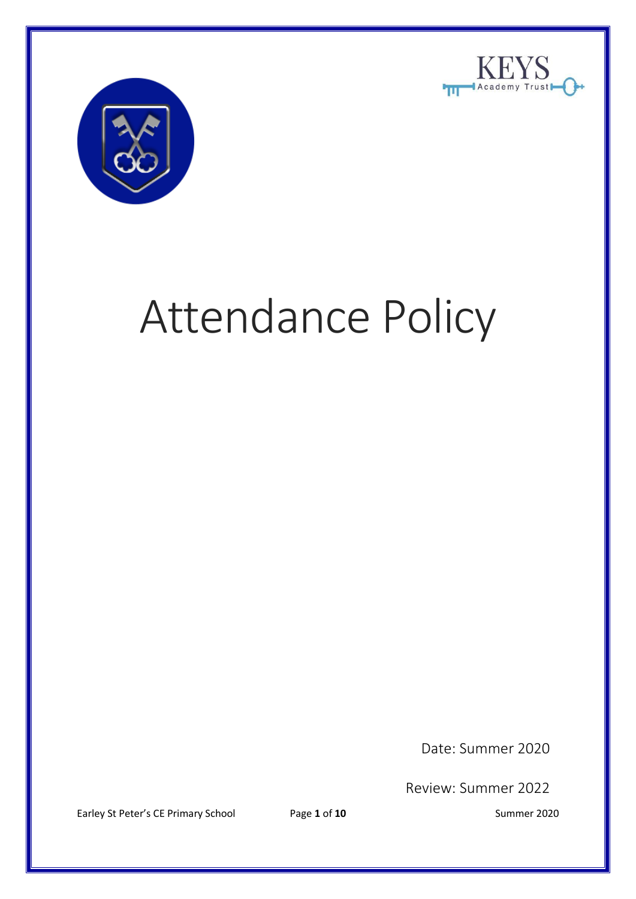# Attendance Policy

Date: Summer 2020

Review: Summer 2022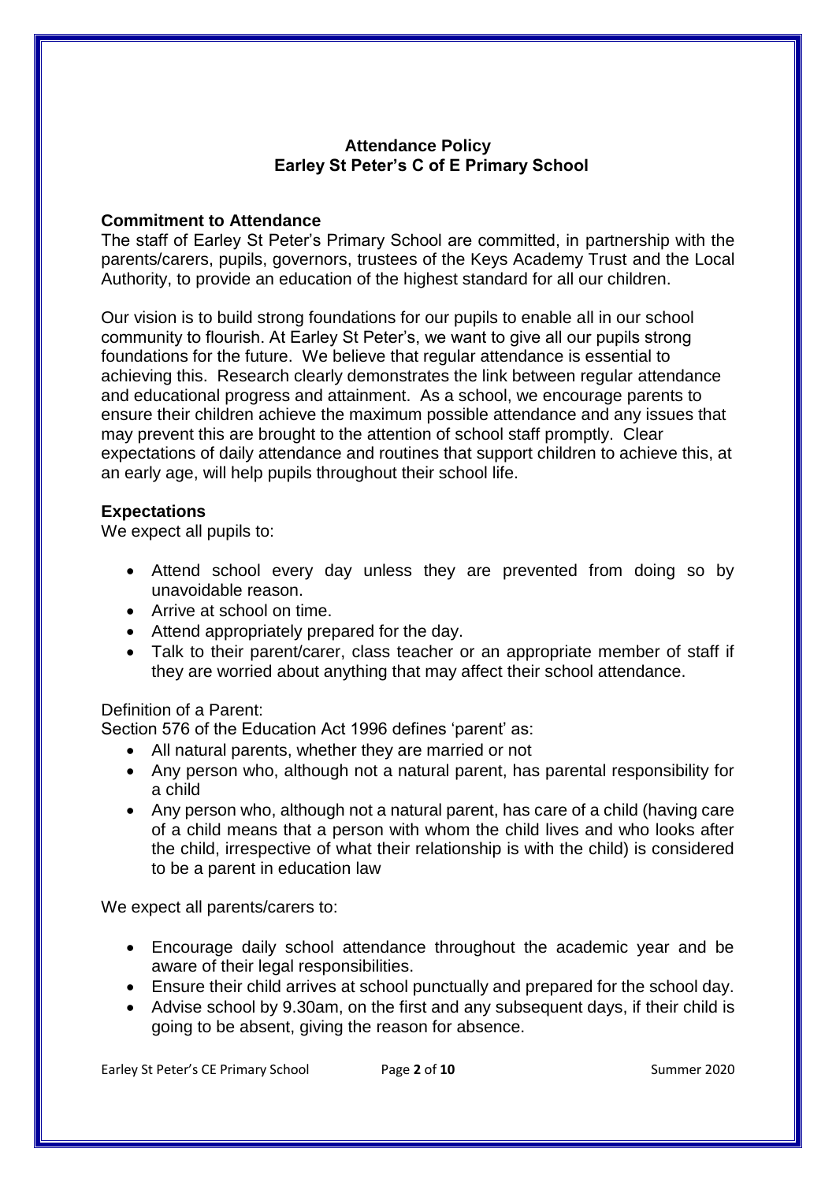**Attendance Policy**
**Earley St Peter's C of E Primary School**

## Commitment to Attendance

The staff of Earley St Peter's Primary School are committed, in partnership with the parents/carers, pupils, governors, trustees of the Keys Academy Trust and the Local Authority, to provide an education of the highest standard for all our children.

Our vision is to build strong foundations for our pupils to enable all in our school community to flourish. At Earley St Peter's, we want to give all our pupils strong foundations for the future. We believe that regular attendance is essential to achieving this. Research clearly demonstrates the link between regular attendance and educational progress and attainment. As a school, we encourage parents to ensure their children achieve the maximum possible attendance and any issues that may prevent this are brought to the attention of school staff promptly. Clear expectations of daily attendance and routines that support children to achieve this, at an early age, will help pupils throughout their school life.

## Expectations

We expect all pupils to:

- Attend school every day unless they are prevented from doing so by unavoidable reason.
- Arrive at school on time.
- Attend appropriately prepared for the day.
- Talk to their parent/carer, class teacher or an appropriate member of staff if they are worried about anything that may affect their school attendance.

Definition of a Parent:

Section 576 of the Education Act 1996 defines 'parent' as:

- All natural parents, whether they are married or not
- Any person who, although not a natural parent, has parental responsibility for a child
- Any person who, although not a natural parent, has care of a child (having care of a child means that a person with whom the child lives and who looks after the child, irrespective of what their relationship is with the child) is considered to be a parent in education law

We expect all parents/carers to:

- Encourage daily school attendance throughout the academic year and be aware of their legal responsibilities.
- Ensure their child arrives at school punctually and prepared for the school day.
- Advise school by 9.30am, on the first and any subsequent days, if their child is going to be absent, giving the reason for absence.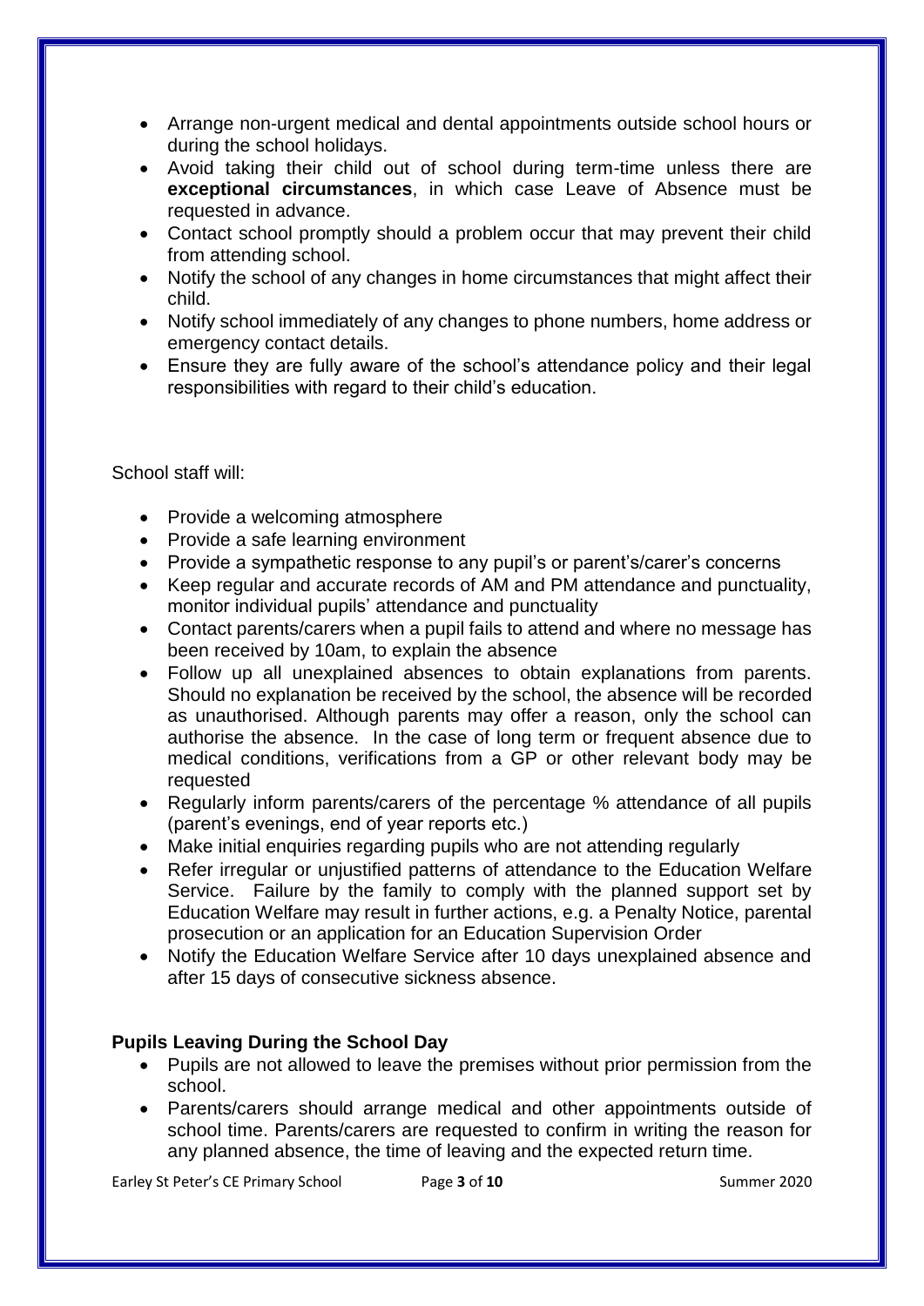- Arrange non-urgent medical and dental appointments outside school hours or during the school holidays.
- Avoid taking their child out of school during term-time unless there are **exceptional circumstances**, in which case Leave of Absence must be requested in advance.
- Contact school promptly should a problem occur that may prevent their child from attending school.
- Notify the school of any changes in home circumstances that might affect their child.
- Notify school immediately of any changes to phone numbers, home address or emergency contact details.
- Ensure they are fully aware of the school's attendance policy and their legal responsibilities with regard to their child's education.

School staff will:

- Provide a welcoming atmosphere
- Provide a safe learning environment
- Provide a sympathetic response to any pupil's or parent's/carer's concerns
- Keep regular and accurate records of AM and PM attendance and punctuality, monitor individual pupils' attendance and punctuality
- Contact parents/carers when a pupil fails to attend and where no message has been received by 10am, to explain the absence
- Follow up all unexplained absences to obtain explanations from parents. Should no explanation be received by the school, the absence will be recorded as unauthorised. Although parents may offer a reason, only the school can authorise the absence. In the case of long term or frequent absence due to medical conditions, verifications from a GP or other relevant body may be requested
- Regularly inform parents/carers of the percentage % attendance of all pupils (parent's evenings, end of year reports etc.)
- Make initial enquiries regarding pupils who are not attending regularly
- Refer irregular or unjustified patterns of attendance to the Education Welfare Service. Failure by the family to comply with the planned support set by Education Welfare may result in further actions, e.g. a Penalty Notice, parental prosecution or an application for an Education Supervision Order
- Notify the Education Welfare Service after 10 days unexplained absence and after 15 days of consecutive sickness absence.

**Pupils Leaving During the School Day**

- Pupils are not allowed to leave the premises without prior permission from the school.
- Parents/carers should arrange medical and other appointments outside of school time. Parents/carers are requested to confirm in writing the reason for any planned absence, the time of leaving and the expected return time.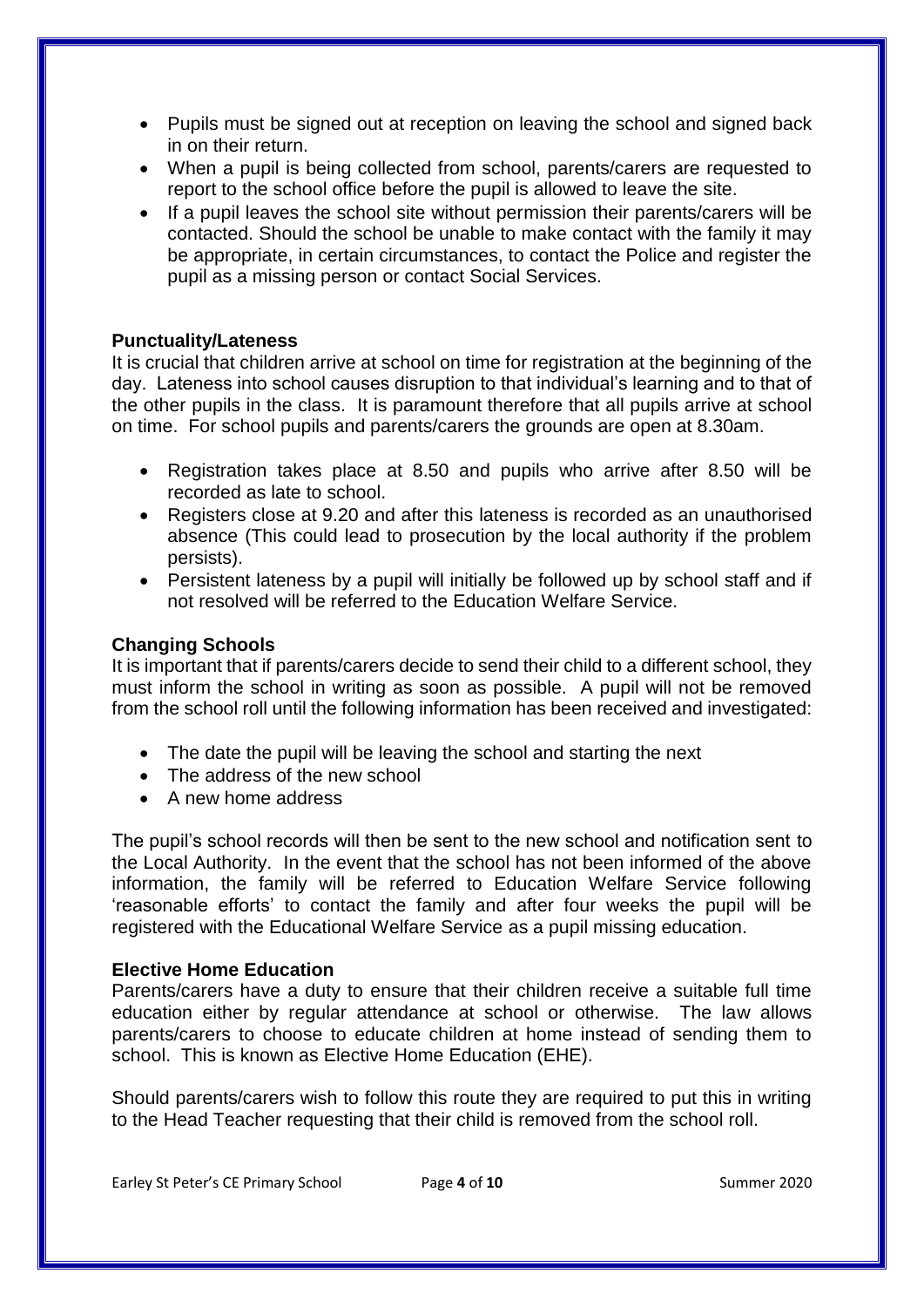- Pupils must be signed out at reception on leaving the school and signed back in on their return.
- When a pupil is being collected from school, parents/carers are requested to report to the school office before the pupil is allowed to leave the site.
- If a pupil leaves the school site without permission their parents/carers will be contacted. Should the school be unable to make contact with the family it may be appropriate, in certain circumstances, to contact the Police and register the pupil as a missing person or contact Social Services.

**Punctuality/Lateness**

It is crucial that children arrive at school on time for registration at the beginning of the day. Lateness into school causes disruption to that individual's learning and to that of the other pupils in the class. It is paramount therefore that all pupils arrive at school on time. For school pupils and parents/carers the grounds are open at 8.30am.

- Registration takes place at 8.50 and pupils who arrive after 8.50 will be recorded as late to school.
- Registers close at 9.20 and after this lateness is recorded as an unauthorised absence (This could lead to prosecution by the local authority if the problem persists).
- Persistent lateness by a pupil will initially be followed up by school staff and if not resolved will be referred to the Education Welfare Service.

**Changing Schools**

It is important that if parents/carers decide to send their child to a different school, they must inform the school in writing as soon as possible. A pupil will not be removed from the school roll until the following information has been received and investigated:

- The date the pupil will be leaving the school and starting the next
- The address of the new school
- A new home address

The pupil's school records will then be sent to the new school and notification sent to the Local Authority. In the event that the school has not been informed of the above information, the family will be referred to Education Welfare Service following 'reasonable efforts' to contact the family and after four weeks the pupil will be registered with the Educational Welfare Service as a pupil missing education.

**Elective Home Education**

Parents/carers have a duty to ensure that their children receive a suitable full time education either by regular attendance at school or otherwise. The law allows parents/carers to choose to educate children at home instead of sending them to school. This is known as Elective Home Education (EHE).

Should parents/carers wish to follow this route they are required to put this in writing to the Head Teacher requesting that their child is removed from the school roll.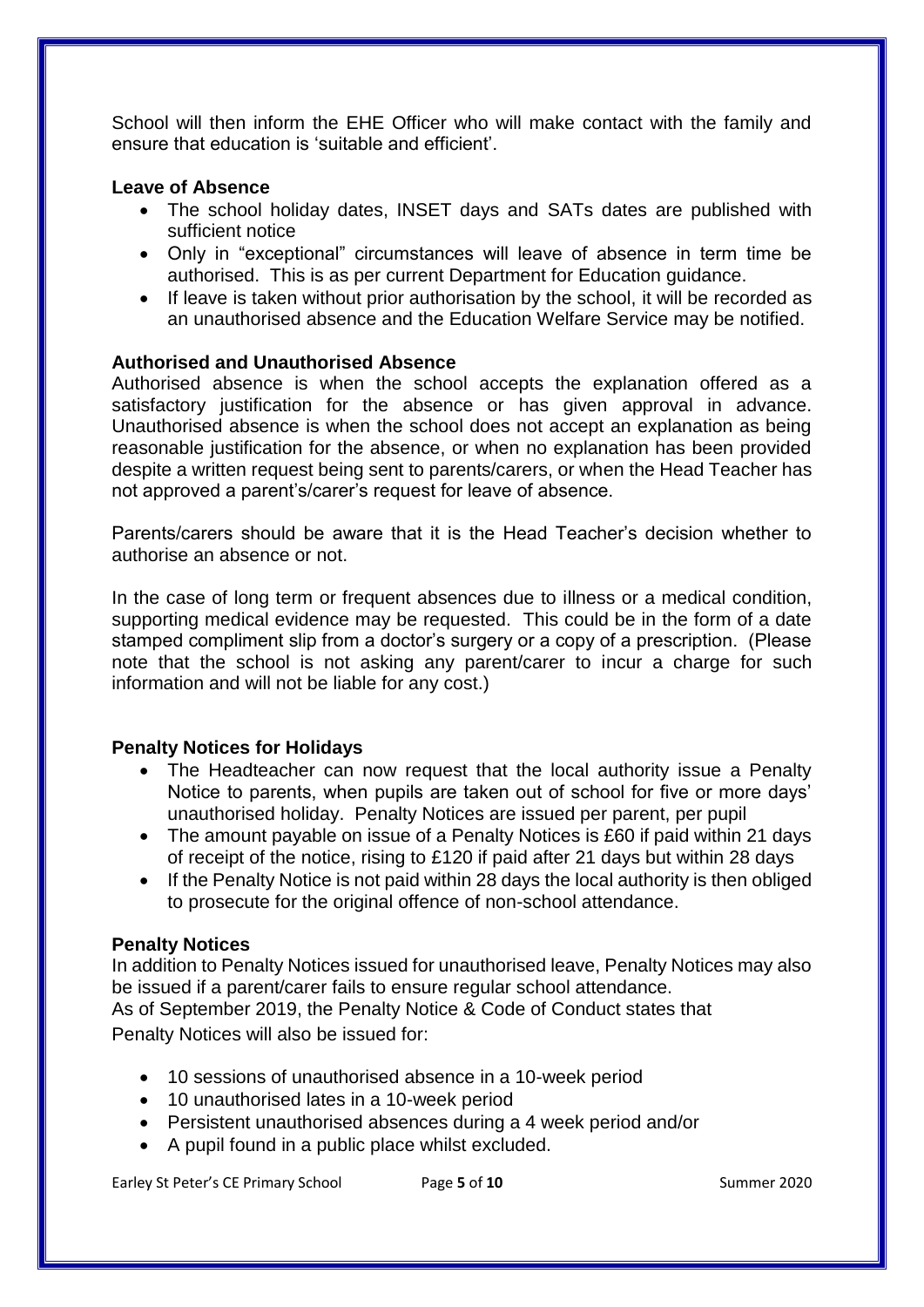School will then inform the EHE Officer who will make contact with the family and ensure that education is 'suitable and efficient'.

**Leave of Absence**

- The school holiday dates, INSET days and SATs dates are published with sufficient notice
- Only in "exceptional" circumstances will leave of absence in term time be authorised. This is as per current Department for Education guidance.
- If leave is taken without prior authorisation by the school, it will be recorded as an unauthorised absence and the Education Welfare Service may be notified.

**Authorised and Unauthorised Absence**

Authorised absence is when the school accepts the explanation offered as a satisfactory justification for the absence or has given approval in advance. Unauthorised absence is when the school does not accept an explanation as being reasonable justification for the absence, or when no explanation has been provided despite a written request being sent to parents/carers, or when the Head Teacher has not approved a parent's/carer's request for leave of absence.

Parents/carers should be aware that it is the Head Teacher's decision whether to authorise an absence or not.

In the case of long term or frequent absences due to illness or a medical condition, supporting medical evidence may be requested. This could be in the form of a date stamped compliment slip from a doctor's surgery or a copy of a prescription. (Please note that the school is not asking any parent/carer to incur a charge for such information and will not be liable for any cost.)

**Penalty Notices for Holidays**

- The Headteacher can now request that the local authority issue a Penalty Notice to parents, when pupils are taken out of school for five or more days' unauthorised holiday. Penalty Notices are issued per parent, per pupil
- The amount payable on issue of a Penalty Notices is £60 if paid within 21 days of receipt of the notice, rising to £120 if paid after 21 days but within 28 days
- If the Penalty Notice is not paid within 28 days the local authority is then obliged to prosecute for the original offence of non-school attendance.

**Penalty Notices**

In addition to Penalty Notices issued for unauthorised leave, Penalty Notices may also be issued if a parent/carer fails to ensure regular school attendance.
As of September 2019, the Penalty Notice & Code of Conduct states that Penalty Notices will also be issued for:

- 10 sessions of unauthorised absence in a 10-week period
- 10 unauthorised lates in a 10-week period
- Persistent unauthorised absences during a 4 week period and/or
- A pupil found in a public place whilst excluded.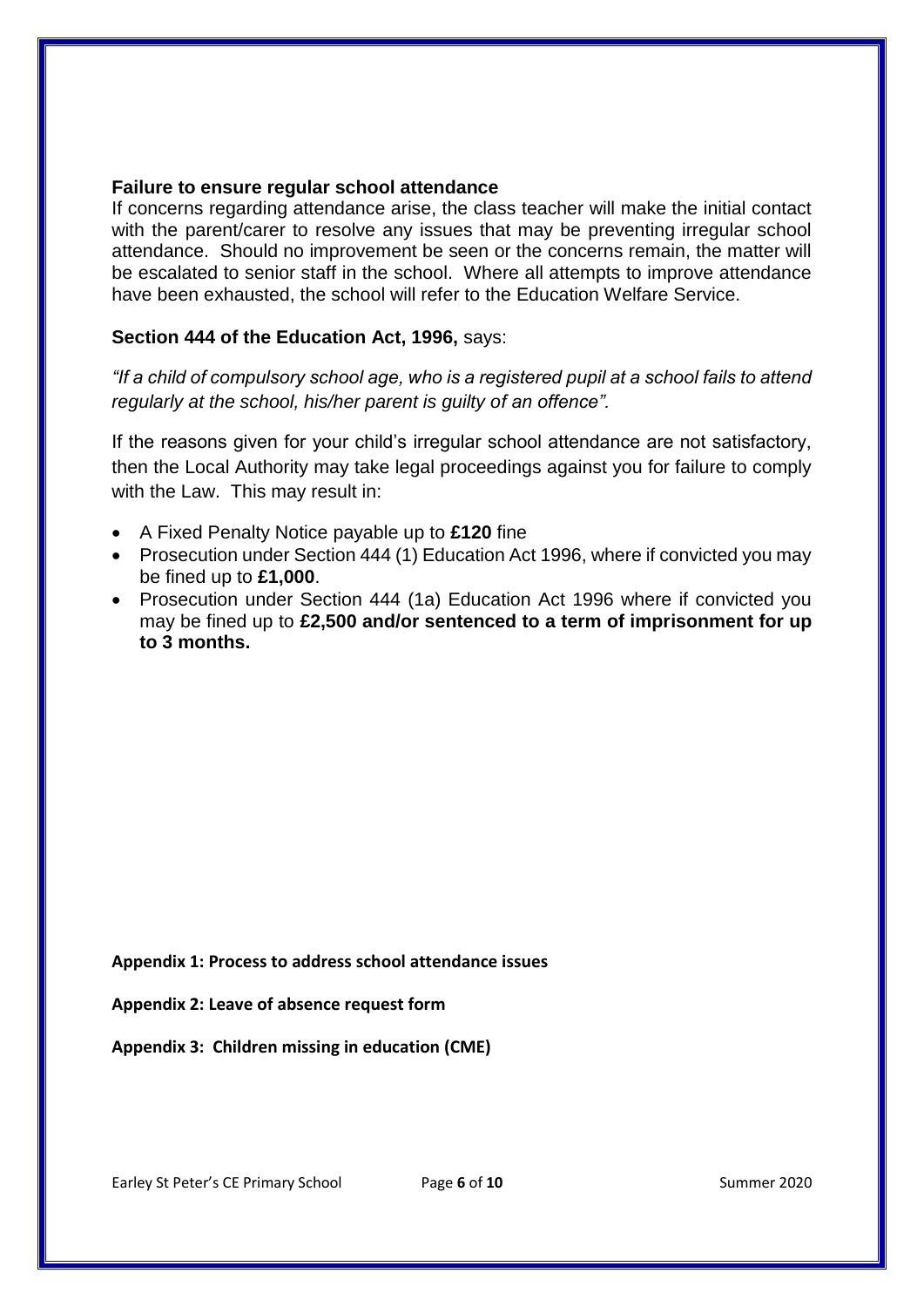### Failure to ensure regular school attendance

If concerns regarding attendance arise, the class teacher will make the initial contact with the parent/carer to resolve any issues that may be preventing irregular school attendance. Should no improvement be seen or the concerns remain, the matter will be escalated to senior staff in the school. Where all attempts to improve attendance have been exhausted, the school will refer to the Education Welfare Service.

**Section 444 of the Education Act, 1996,** says:

*"If a child of compulsory school age, who is a registered pupil at a school fails to attend regularly at the school, his/her parent is guilty of an offence".*

If the reasons given for your child's irregular school attendance are not satisfactory, then the Local Authority may take legal proceedings against you for failure to comply with the Law. This may result in:

- A Fixed Penalty Notice payable up to **£120** fine
- Prosecution under Section 444 (1) Education Act 1996, where if convicted you may be fined up to **£1,000**.
- Prosecution under Section 444 (1a) Education Act 1996 where if convicted you may be fined up to **£2,500 and/or sentenced to a term of imprisonment for up to 3 months.**

**Appendix 1: Process to address school attendance issues**

**Appendix 2: Leave of absence request form**

**Appendix 3: Children missing in education (CME)**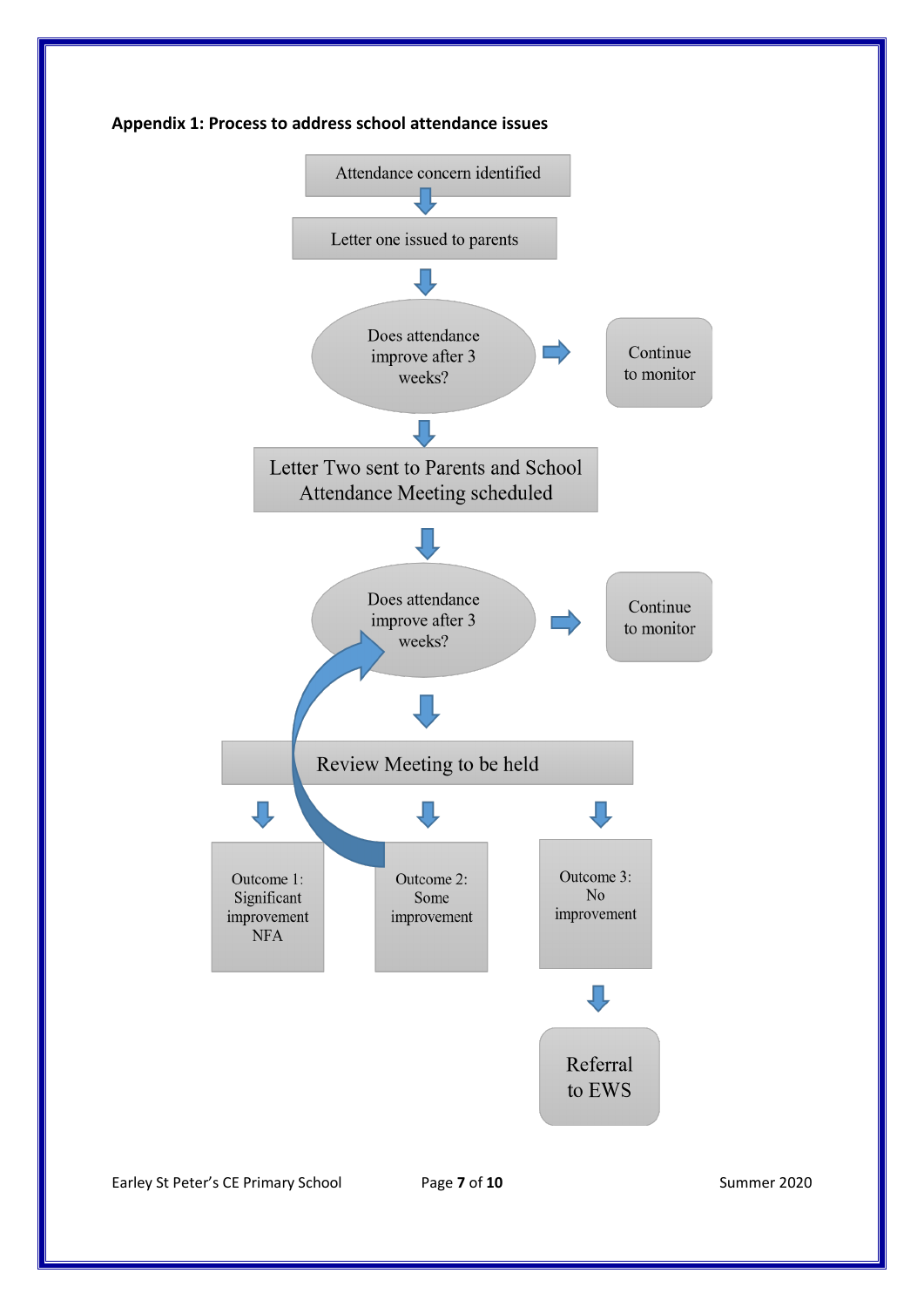**Appendix 1: Process to address school attendance issues**

Attendance concern identified

Letter one issued to parents

Does attendance improve after 3 weeks?

Continue to monitor

Letter Two sent to Parents and School Attendance Meeting scheduled

Does attendance improve after 3 weeks?

Continue to monitor

Review Meeting to be held

Outcome 1: Significant improvement NFA

Outcome 2: Some improvement

Outcome 3: No improvement

Referral to EWS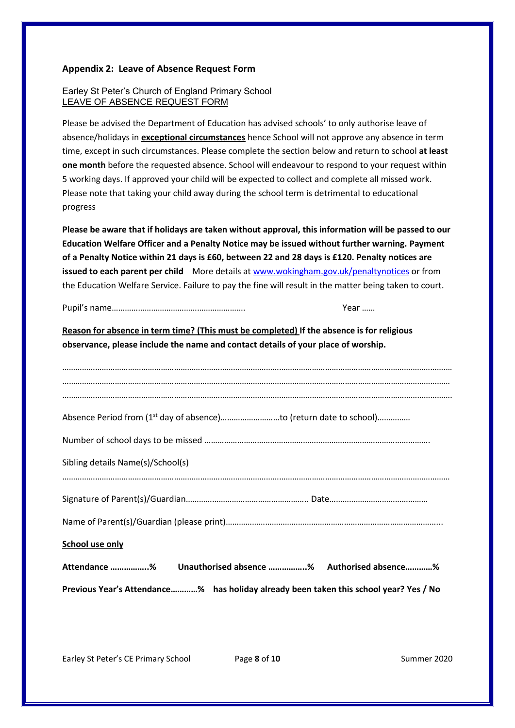### Appendix 2: Leave of Absence Request Form

Earley St Peter's Church of England Primary School
<u>LEAVE OF ABSENCE REQUEST FORM</u>

Please be advised the Department of Education has advised schools' to only authorise leave of absence/holidays in **<u>exceptional circumstances</u>** hence School will not approve any absence in term time, except in such circumstances. Please complete the section below and return to school **at least one month** before the requested absence. School will endeavour to respond to your request within 5 working days. If approved your child will be expected to collect and complete all missed work. Please note that taking your child away during the school term is detrimental to educational progress

**Please be aware that if holidays are taken without approval, this information will be passed to our Education Welfare Officer and a Penalty Notice may be issued without further warning. Payment of a Penalty Notice within 21 days is £60, between 22 and 28 days is £120. Penalty notices are issued to each parent per child** More details at www.wokingham.gov.uk/penaltynotices or from the Education Welfare Service. Failure to pay the fine will result in the matter being taken to court.

Pupil's name…………………………………………………… Year ……

**<u>Reason for absence in term time? (This must be completed)</u> If the absence is for religious observance, please include the name and contact details of your place of worship.**

…………………………………………………………………………………………………………………………………………………
…………………………………………………………………………………………………………………………………………………
…………………………………………………………………………………………………………………………………………………

Absence Period from (1st day of absence)………………………to (return date to school)……………

Number of school days to be missed ………………………………………………………………………………….

Sibling details Name(s)/School(s)

…………………………………………………………………………………………………………………………………………………

Signature of Parent(s)/Guardian……………………………………………….. Date………………………………………

Name of Parent(s)/Guardian (please print)……………………………………………………………………………………..

**<u>School use only</u>**

**Attendance ……………..% Unauthorised absence ……………..% Authorised absence…………%**

**Previous Year's Attendance…………% has holiday already been taken this school year? Yes / No**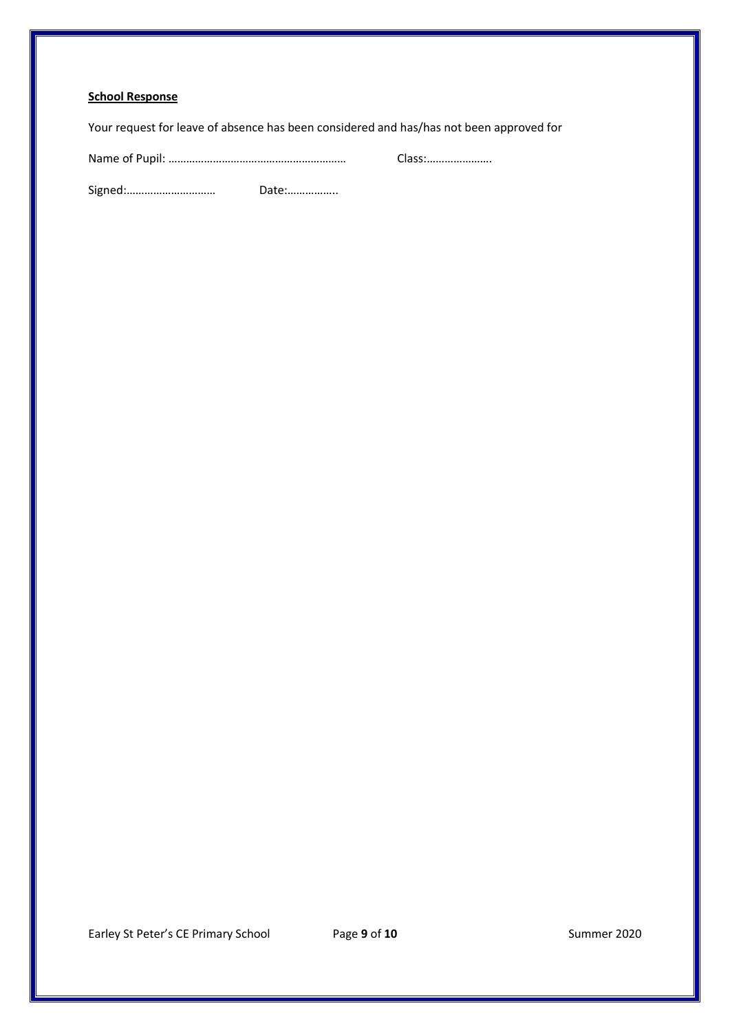**<u>School Response</u>**

Your request for leave of absence has been considered and has/has not been approved for

Name of Pupil: …………………………………………………… Class:………………….

Signed:………………………… Date:……………..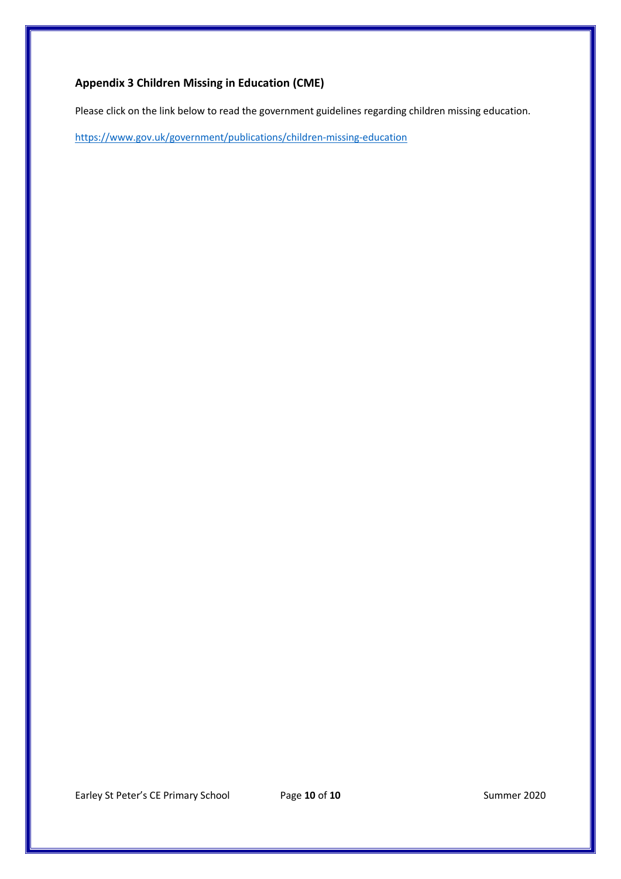## Appendix 3 Children Missing in Education (CME)

Please click on the link below to read the government guidelines regarding children missing education.

https://www.gov.uk/government/publications/children-missing-education